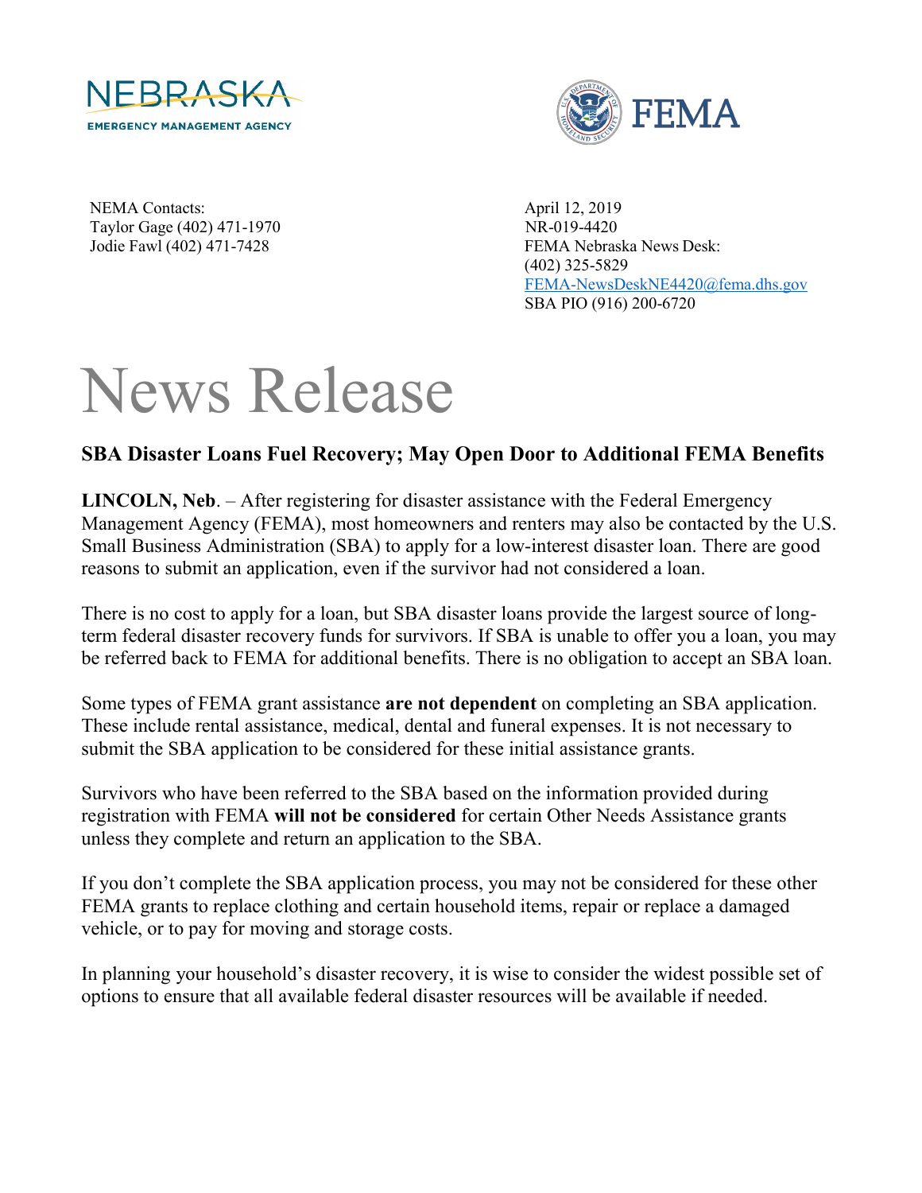NEBRASKA
EMERGENCY MANAGEMENT AGENCY

FEMA

NEMA Contacts:
Taylor Gage (402) 471-1970
Jodie Fawl (402) 471-7428

April 12, 2019
NR-019-4420
FEMA Nebraska News Desk:
(402) 325-5829
FEMA-NewsDeskNE4420@fema.dhs.gov
SBA PIO (916) 200-6720

# News Release

## SBA Disaster Loans Fuel Recovery; May Open Door to Additional FEMA Benefits

**LINCOLN, Neb**. – After registering for disaster assistance with the Federal Emergency Management Agency (FEMA), most homeowners and renters may also be contacted by the U.S. Small Business Administration (SBA) to apply for a low-interest disaster loan. There are good reasons to submit an application, even if the survivor had not considered a loan.

There is no cost to apply for a loan, but SBA disaster loans provide the largest source of long-term federal disaster recovery funds for survivors. If SBA is unable to offer you a loan, you may be referred back to FEMA for additional benefits. There is no obligation to accept an SBA loan.

Some types of FEMA grant assistance **are not dependent** on completing an SBA application. These include rental assistance, medical, dental and funeral expenses. It is not necessary to submit the SBA application to be considered for these initial assistance grants.

Survivors who have been referred to the SBA based on the information provided during registration with FEMA **will not be considered** for certain Other Needs Assistance grants unless they complete and return an application to the SBA.

If you don't complete the SBA application process, you may not be considered for these other FEMA grants to replace clothing and certain household items, repair or replace a damaged vehicle, or to pay for moving and storage costs.

In planning your household's disaster recovery, it is wise to consider the widest possible set of options to ensure that all available federal disaster resources will be available if needed.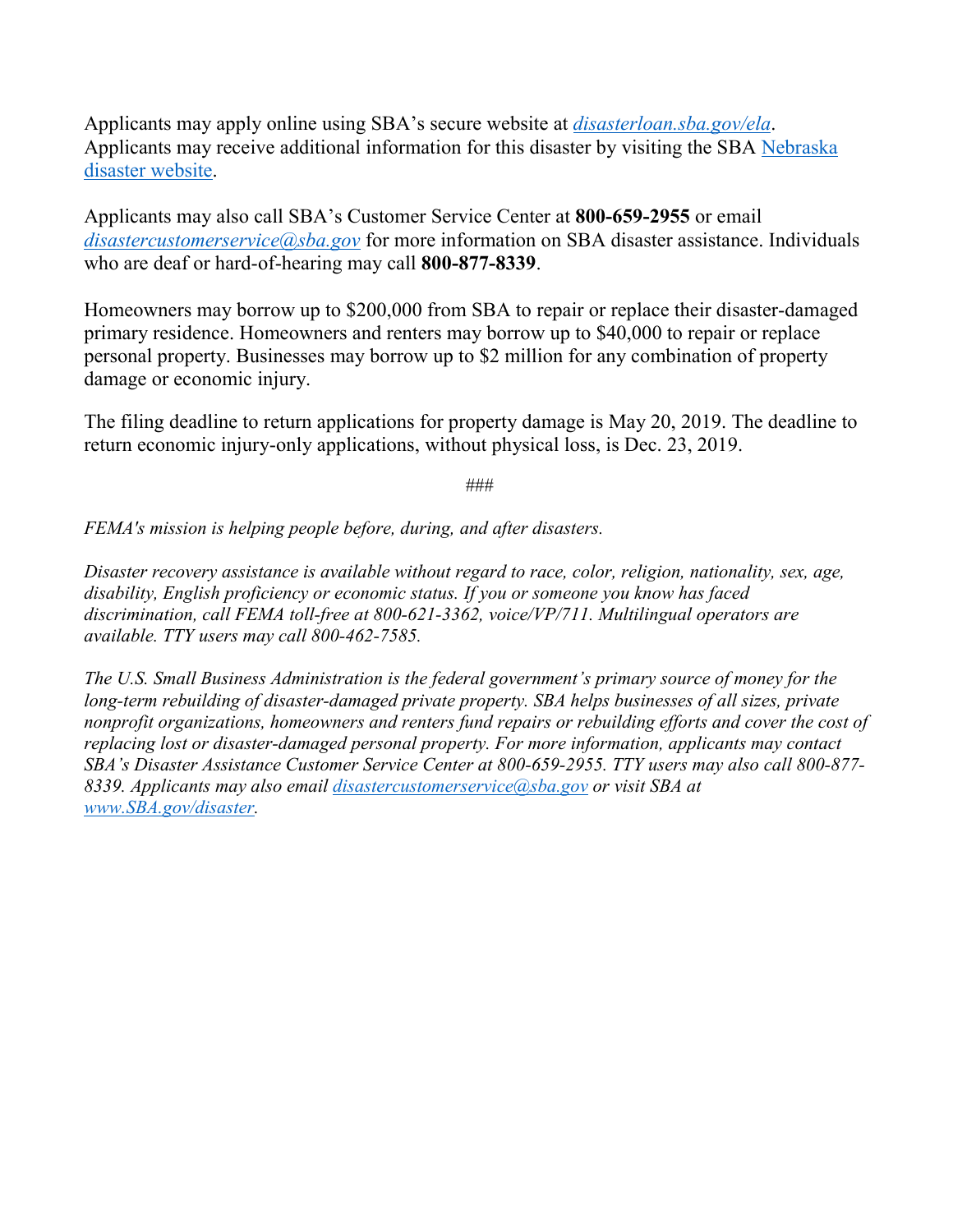Applicants may apply online using SBA's secure website at *[disasterloan.sba.gov/ela](disasterloan.sba.gov/ela)*. Applicants may receive additional information for this disaster by visiting the SBA [Nebraska disaster website](#).

Applicants may also call SBA's Customer Service Center at **800-659-2955** or email *[disastercustomerservice@sba.gov](mailto:disastercustomerservice@sba.gov)* for more information on SBA disaster assistance. Individuals who are deaf or hard-of-hearing may call **800-877-8339**.

Homeowners may borrow up to $200,000 from SBA to repair or replace their disaster-damaged primary residence. Homeowners and renters may borrow up to $40,000 to repair or replace personal property. Businesses may borrow up to $2 million for any combination of property damage or economic injury.

The filing deadline to return applications for property damage is May 20, 2019. The deadline to return economic injury-only applications, without physical loss, is Dec. 23, 2019.

###

*FEMA's mission is helping people before, during, and after disasters.*

*Disaster recovery assistance is available without regard to race, color, religion, nationality, sex, age, disability, English proficiency or economic status. If you or someone you know has faced discrimination, call FEMA toll-free at 800-621-3362, voice/VP/711. Multilingual operators are available. TTY users may call 800-462-7585.*

*The U.S. Small Business Administration is the federal government's primary source of money for the long-term rebuilding of disaster-damaged private property. SBA helps businesses of all sizes, private nonprofit organizations, homeowners and renters fund repairs or rebuilding efforts and cover the cost of replacing lost or disaster-damaged personal property. For more information, applicants may contact SBA's Disaster Assistance Customer Service Center at 800-659-2955. TTY users may also call 800-877-8339. Applicants may also email [disastercustomerservice@sba.gov](mailto:disastercustomerservice@sba.gov) or visit SBA at [www.SBA.gov/disaster](www.SBA.gov/disaster).*